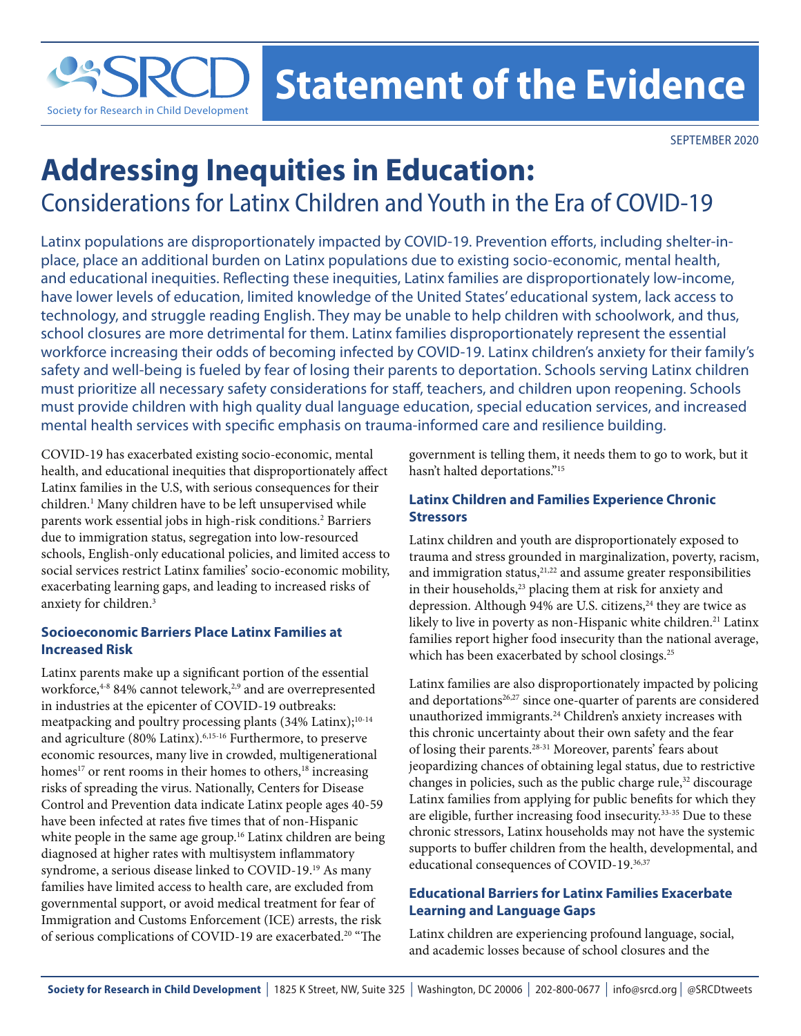# Statement of the Evidence

SEPTEMBER 2020

# Addressing Inequities in Education:

## Considerations for Latinx Children and Youth in the Era of COVID-19

Latinx populations are disproportionately impacted by COVID-19. Prevention efforts, including shelter-in-place, place an additional burden on Latinx populations due to existing socio-economic, mental health, and educational inequities. Reflecting these inequities, Latinx families are disproportionately low-income, have lower levels of education, limited knowledge of the United States' educational system, lack access to technology, and struggle reading English. They may be unable to help children with schoolwork, and thus, school closures are more detrimental for them. Latinx families disproportionately represent the essential workforce increasing their odds of becoming infected by COVID-19. Latinx children's anxiety for their family's safety and well-being is fueled by fear of losing their parents to deportation. Schools serving Latinx children must prioritize all necessary safety considerations for staff, teachers, and children upon reopening. Schools must provide children with high quality dual language education, special education services, and increased mental health services with specific emphasis on trauma-informed care and resilience building.

COVID-19 has exacerbated existing socio-economic, mental health, and educational inequities that disproportionately affect Latinx families in the U.S, with serious consequences for their children.[1] Many children have to be left unsupervised while parents work essential jobs in high-risk conditions.[2] Barriers due to immigration status, segregation into low-resourced schools, English-only educational policies, and limited access to social services restrict Latinx families' socio-economic mobility, exacerbating learning gaps, and leading to increased risks of anxiety for children.[3]

### Socioeconomic Barriers Place Latinx Families at Increased Risk

Latinx parents make up a significant portion of the essential workforce,[4-8] 84% cannot telework,[2,9] and are overrepresented in industries at the epicenter of COVID-19 outbreaks: meatpacking and poultry processing plants (34% Latinx);[10-14] and agriculture (80% Latinx).[6,15-16] Furthermore, to preserve economic resources, many live in crowded, multigenerational homes[17] or rent rooms in their homes to others,[18] increasing risks of spreading the virus. Nationally, Centers for Disease Control and Prevention data indicate Latinx people ages 40-59 have been infected at rates five times that of non-Hispanic white people in the same age group.[16] Latinx children are being diagnosed at higher rates with multisystem inflammatory syndrome, a serious disease linked to COVID-19.[19] As many families have limited access to health care, are excluded from governmental support, or avoid medical treatment for fear of Immigration and Customs Enforcement (ICE) arrests, the risk of serious complications of COVID-19 are exacerbated.[20] "The government is telling them, it needs them to go to work, but it hasn't halted deportations."[15]

### Latinx Children and Families Experience Chronic Stressors

Latinx children and youth are disproportionately exposed to trauma and stress grounded in marginalization, poverty, racism, and immigration status,[21,22] and assume greater responsibilities in their households,[23] placing them at risk for anxiety and depression. Although 94% are U.S. citizens,[24] they are twice as likely to live in poverty as non-Hispanic white children.[21] Latinx families report higher food insecurity than the national average, which has been exacerbated by school closings.[25]

Latinx families are also disproportionately impacted by policing and deportations[26,27] since one-quarter of parents are considered unauthorized immigrants.[24] Children's anxiety increases with this chronic uncertainty about their own safety and the fear of losing their parents.[28-31] Moreover, parents' fears about jeopardizing chances of obtaining legal status, due to restrictive changes in policies, such as the public charge rule,[32] discourage Latinx families from applying for public benefits for which they are eligible, further increasing food insecurity.[33-35] Due to these chronic stressors, Latinx households may not have the systemic supports to buffer children from the health, developmental, and educational consequences of COVID-19.[36,37]

### Educational Barriers for Latinx Families Exacerbate Learning and Language Gaps

Latinx children are experiencing profound language, social, and academic losses because of school closures and the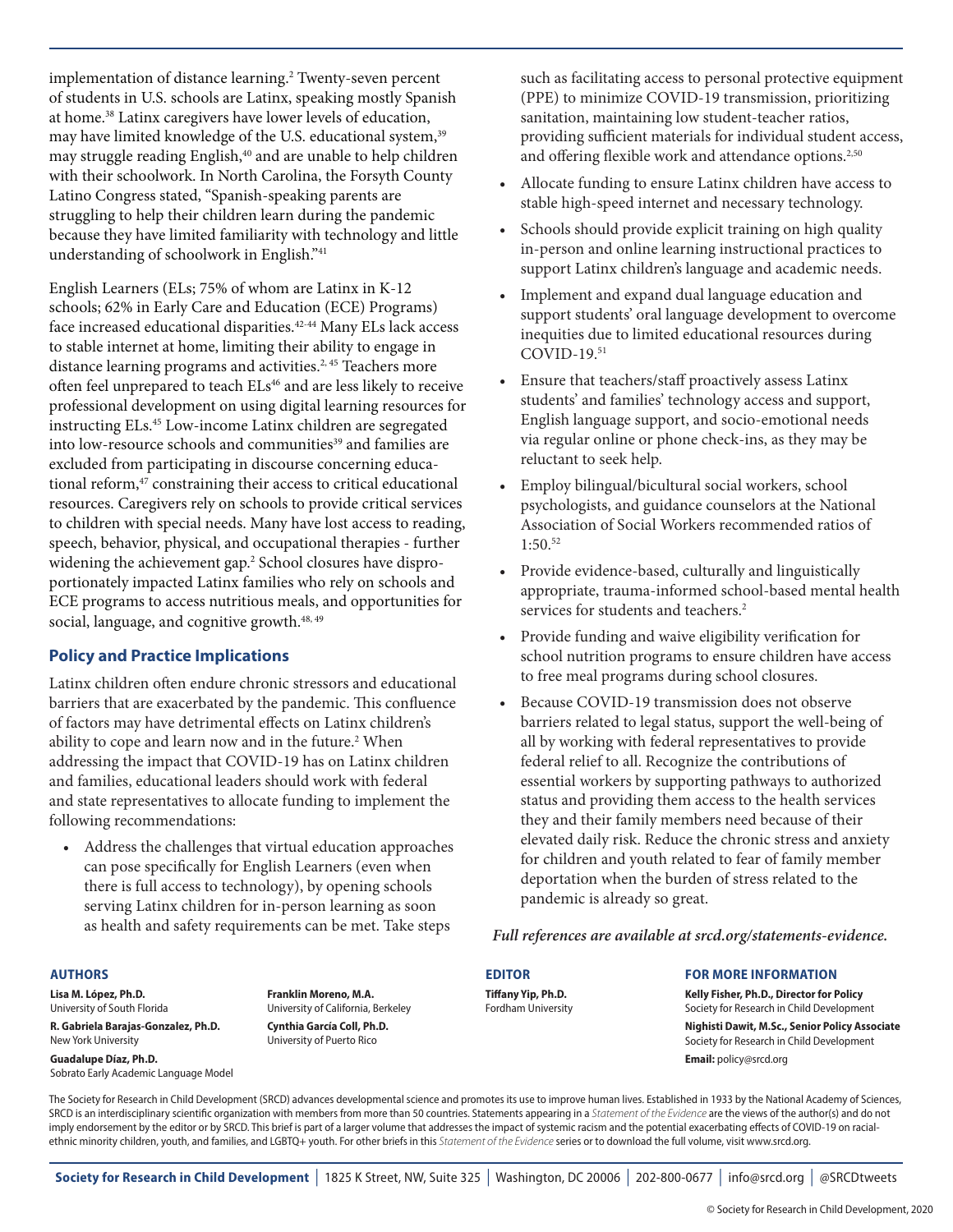implementation of distance learning.[2] Twenty-seven percent of students in U.S. schools are Latinx, speaking mostly Spanish at home.[38] Latinx caregivers have lower levels of education, may have limited knowledge of the U.S. educational system,[39] may struggle reading English,[40] and are unable to help children with their schoolwork. In North Carolina, the Forsyth County Latino Congress stated, "Spanish-speaking parents are struggling to help their children learn during the pandemic because they have limited familiarity with technology and little understanding of schoolwork in English."[41]

English Learners (ELs; 75% of whom are Latinx in K-12 schools; 62% in Early Care and Education (ECE) Programs) face increased educational disparities.[42-44] Many ELs lack access to stable internet at home, limiting their ability to engage in distance learning programs and activities.[2, 45] Teachers more often feel unprepared to teach ELs[46] and are less likely to receive professional development on using digital learning resources for instructing ELs.[45] Low-income Latinx children are segregated into low-resource schools and communities[39] and families are excluded from participating in discourse concerning educational reform,[47] constraining their access to critical educational resources. Caregivers rely on schools to provide critical services to children with special needs. Many have lost access to reading, speech, behavior, physical, and occupational therapies - further widening the achievement gap.[2] School closures have disproportionately impacted Latinx families who rely on schools and ECE programs to access nutritious meals, and opportunities for social, language, and cognitive growth.[48, 49]

## Policy and Practice Implications

Latinx children often endure chronic stressors and educational barriers that are exacerbated by the pandemic. This confluence of factors may have detrimental effects on Latinx children's ability to cope and learn now and in the future.[2] When addressing the impact that COVID-19 has on Latinx children and families, educational leaders should work with federal and state representatives to allocate funding to implement the following recommendations:

- Address the challenges that virtual education approaches can pose specifically for English Learners (even when there is full access to technology), by opening schools serving Latinx children for in-person learning as soon as health and safety requirements can be met. Take steps such as facilitating access to personal protective equipment (PPE) to minimize COVID-19 transmission, prioritizing sanitation, maintaining low student-teacher ratios, providing sufficient materials for individual student access, and offering flexible work and attendance options.[2,50]
- Allocate funding to ensure Latinx children have access to stable high-speed internet and necessary technology.
- Schools should provide explicit training on high quality in-person and online learning instructional practices to support Latinx children's language and academic needs.
- Implement and expand dual language education and support students' oral language development to overcome inequities due to limited educational resources during COVID-19.[51]
- Ensure that teachers/staff proactively assess Latinx students' and families' technology access and support, English language support, and socio-emotional needs via regular online or phone check-ins, as they may be reluctant to seek help.
- Employ bilingual/bicultural social workers, school psychologists, and guidance counselors at the National Association of Social Workers recommended ratios of 1:50.[52]
- Provide evidence-based, culturally and linguistically appropriate, trauma-informed school-based mental health services for students and teachers.[2]
- Provide funding and waive eligibility verification for school nutrition programs to ensure children have access to free meal programs during school closures.
- Because COVID-19 transmission does not observe barriers related to legal status, support the well-being of all by working with federal representatives to provide federal relief to all. Recognize the contributions of essential workers by supporting pathways to authorized status and providing them access to the health services they and their family members need because of their elevated daily risk. Reduce the chronic stress and anxiety for children and youth related to fear of family member deportation when the burden of stress related to the pandemic is already so great.

***Full references are available at srcd.org/statements-evidence.***

**AUTHORS**

**Lisa M. López, Ph.D.**
University of South Florida

**R. Gabriela Barajas-Gonzalez, Ph.D.**
New York University

**Guadalupe Díaz, Ph.D.**
Sobrato Early Academic Language Model

**Franklin Moreno, M.A.**
University of California, Berkeley

**Cynthia García Coll, Ph.D.**
University of Puerto Rico

**EDITOR**

**Tiffany Yip, Ph.D.**
Fordham University

**FOR MORE INFORMATION**

**Kelly Fisher, Ph.D., Director for Policy**
Society for Research in Child Development

**Nighisti Dawit, M.Sc., Senior Policy Associate**
Society for Research in Child Development

**Email:** policy@srcd.org

The Society for Research in Child Development (SRCD) advances developmental science and promotes its use to improve human lives. Established in 1933 by the National Academy of Sciences, SRCD is an interdisciplinary scientific organization with members from more than 50 countries. Statements appearing in a *Statement of the Evidence* are the views of the author(s) and do not imply endorsement by the editor or by SRCD. This brief is part of a larger volume that addresses the impact of systemic racism and the potential exacerbating effects of COVID-19 on racial-ethnic minority children, youth, and families, and LGBTQ+ youth. For other briefs in this *Statement of the Evidence* series or to download the full volume, visit www.srcd.org.

**Society for Research in Child Development** | 1825 K Street, NW, Suite 325 | Washington, DC 20006 | 202-800-0677 | info@srcd.org | @SRCDtweets

© Society for Research in Child Development, 2020